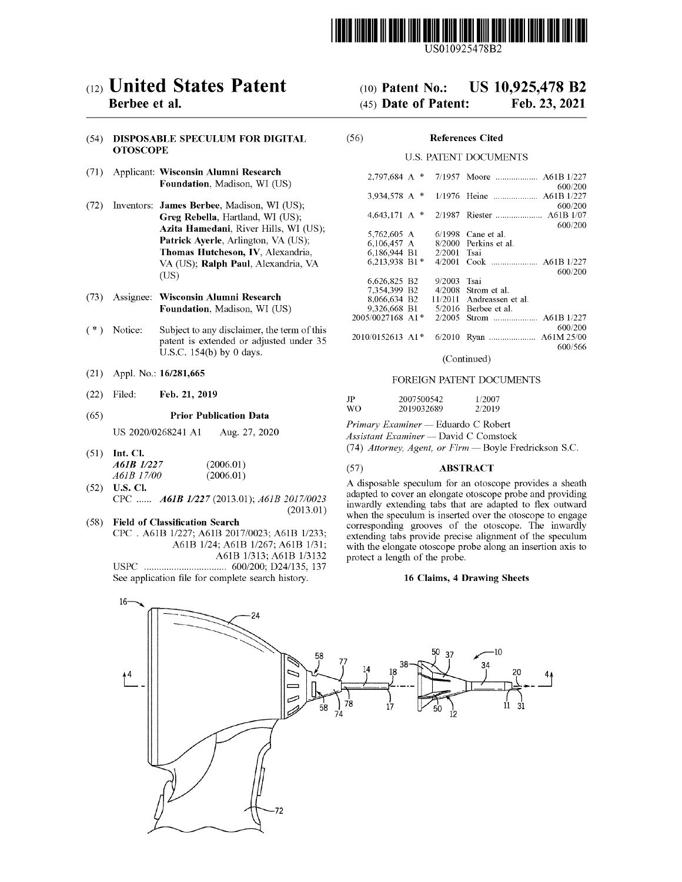US010925478B2

# (12) United States Patent
**Berbee et al.**

(10) **Patent No.: US 10,925,478 B2**

(45) **Date of Patent: Feb. 23, 2021**

(54) **DISPOSABLE SPECULUM FOR DIGITAL OTOSCOPE**

(71) Applicant: **Wisconsin Alumni Research Foundation**, Madison, WI (US)

(72) Inventors: **James Berbee**, Madison, WI (US); **Greg Rebella**, Hartland, WI (US); **Azita Hamedani**, River Hills, WI (US); **Patrick Ayerle**, Arlington, VA (US); **Thomas Hutcheson, IV**, Alexandria, VA (US); **Ralph Paul**, Alexandria, VA (US)

(73) Assignee: **Wisconsin Alumni Research Foundation**, Madison, WI (US)

( * ) Notice: Subject to any disclaimer, the term of this patent is extended or adjusted under 35 U.S.C. 154(b) by 0 days.

(21) Appl. No.: **16/281,665**

(22) Filed: **Feb. 21, 2019**

(65) **Prior Publication Data**

US 2020/0268241 A1 Aug. 27, 2020

(51) **Int. Cl.**

*A61B 1/227* (2006.01)
*A61B 17/00* (2006.01)

(52) **U.S. Cl.**

CPC ...... ***A61B 1/227*** (2013.01); *A61B 2017/0023* (2013.01)

(58) **Field of Classification Search**

CPC . A61B 1/227; A61B 2017/0023; A61B 1/233; A61B 1/24; A61B 1/267; A61B 1/31; A61B 1/313; A61B 1/3132

USPC ................................ 600/200; D24/135, 137

See application file for complete search history.

(56) **References Cited**

U.S. PATENT DOCUMENTS

| | | | | |
|---|---|---|---|---|
| 2,797,684 A * | 7/1957 | Moore | A61B 1/227 | 600/200 |
| 3,934,578 A * | 1/1976 | Heine | A61B 1/227 | 600/200 |
| 4,643,171 A * | 2/1987 | Riester | A61B 1/07 | 600/200 |
| 5,762,605 A | 6/1998 | Cane et al. | | |
| 6,106,457 A | 8/2000 | Perkins et al. | | |
| 6,186,944 B1 | 2/2001 | Tsai | | |
| 6,213,938 B1 * | 4/2001 | Cook | A61B 1/227 | 600/200 |
| 6,626,825 B2 | 9/2003 | Tsai | | |
| 7,354,399 B2 | 4/2008 | Strom et al. | | |
| 8,066,634 B2 | 11/2011 | Andreassen et al. | | |
| 9,326,668 B1 | 5/2016 | Berbee et al. | | |
| 2005/0027168 A1 * | 2/2005 | Strom | A61B 1/227 | 600/200 |
| 2010/0152613 A1 * | 6/2010 | Ryan | A61M 25/00 | 600/566 |

(Continued)

FOREIGN PATENT DOCUMENTS

| | | |
|---|---|---|
| JP | 2007500542 | 1/2007 |
| WO | 2019032689 | 2/2019 |

*Primary Examiner* — Eduardo C Robert
*Assistant Examiner* — David C Comstock
(74) *Attorney, Agent, or Firm* — Boyle Fredrickson S.C.

(57) **ABSTRACT**

A disposable speculum for an otoscope provides a sheath adapted to cover an elongate otoscope probe and providing inwardly extending tabs that are adapted to flex outward when the speculum is inserted over the otoscope to engage corresponding grooves of the otoscope. The inwardly extending tabs provide precise alignment of the speculum with the elongate otoscope probe along an insertion axis to protect a length of the probe.

**16 Claims, 4 Drawing Sheets**

16
24
4
58
77
14
18
38
50
37
10
34
20
4
58
78
17
50
12
11
31
74
72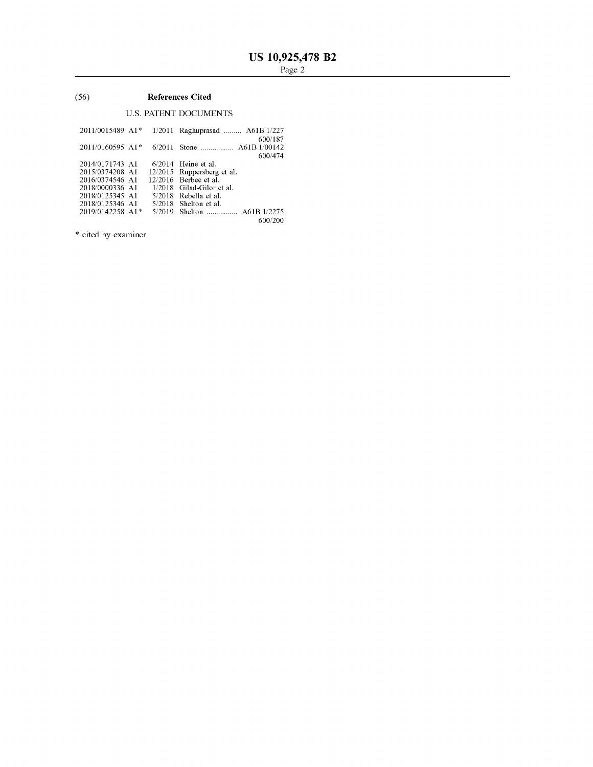(56) **References Cited**

U.S. PATENT DOCUMENTS

| | | | | |
|---|---|---|---|---|
| 2011/0015489 | A1* | 1/2011 | Raghuprasad | A61B 1/227 600/187 |
| 2011/0160595 | A1* | 6/2011 | Stone | A61B 1/00142 600/474 |
| 2014/0171743 | A1 | 6/2014 | Heine et al. | |
| 2015/0374208 | A1 | 12/2015 | Ruppersberg et al. | |
| 2016/0374546 | A1 | 12/2016 | Berbee et al. | |
| 2018/0000336 | A1 | 1/2018 | Gilad-Gilor et al. | |
| 2018/0125345 | A1 | 5/2018 | Rebella et al. | |
| 2018/0125346 | A1 | 5/2018 | Shelton et al. | |
| 2019/0142258 | A1* | 5/2019 | Shelton | A61B 1/2275 600/200 |

* cited by examiner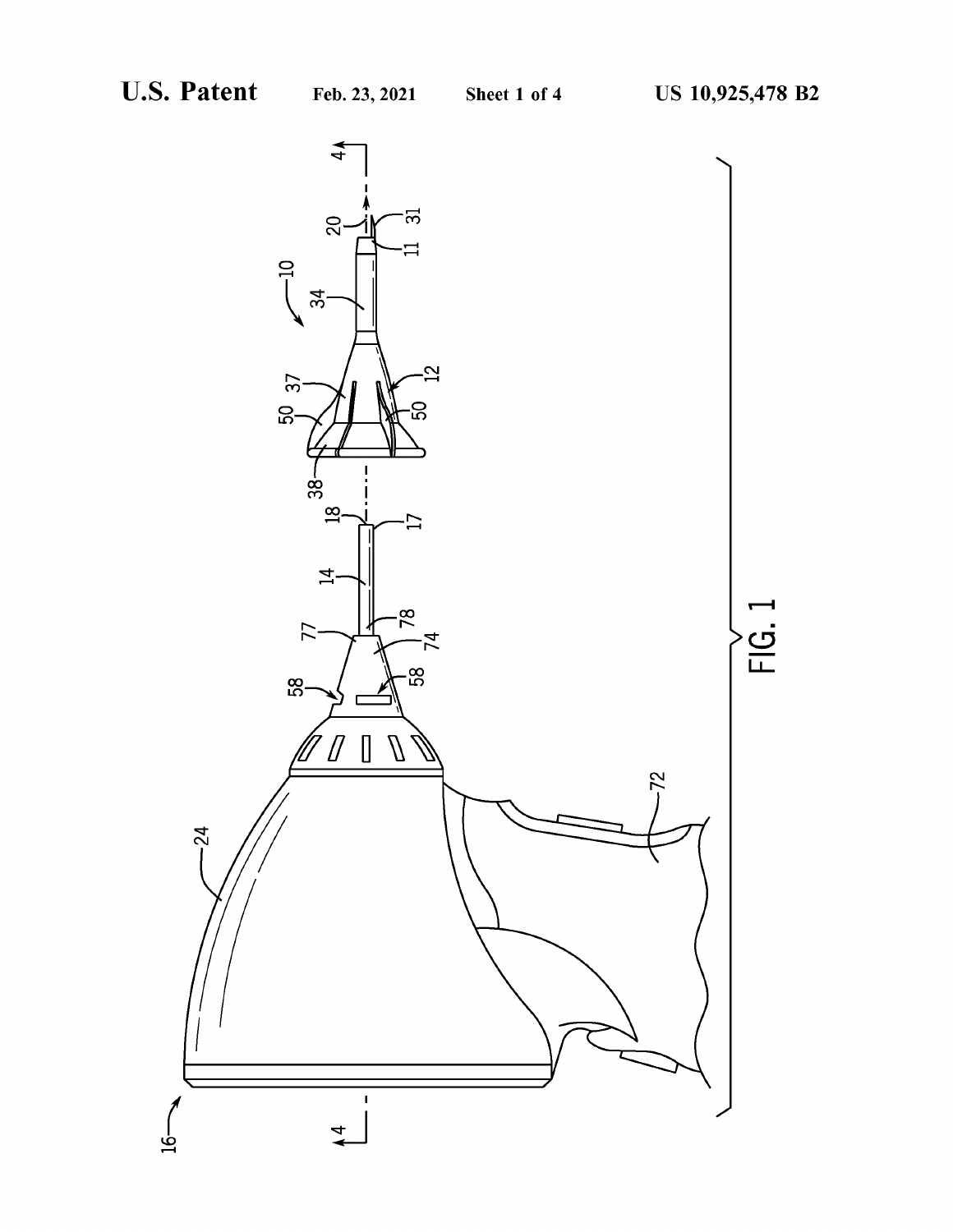FIG. 1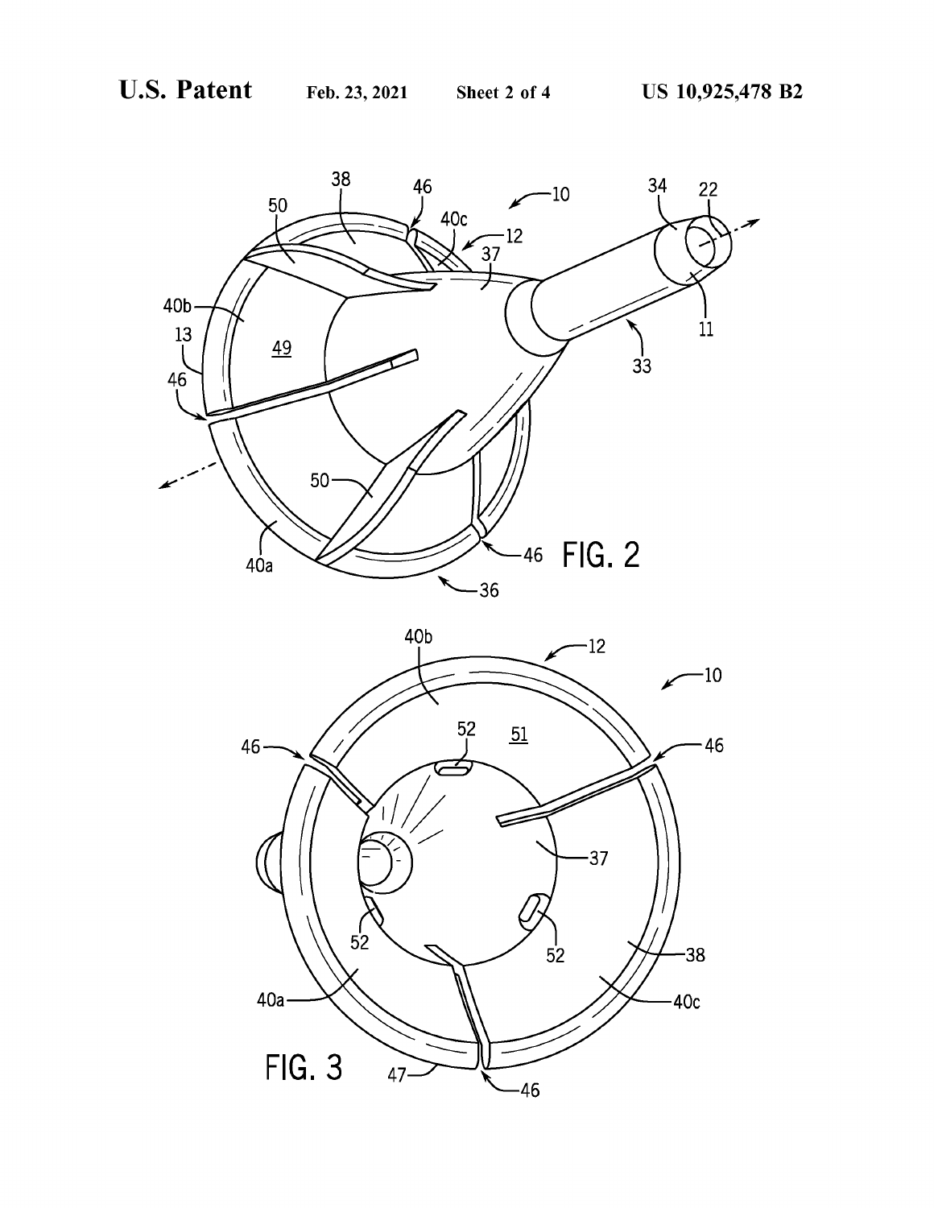FIG. 2

FIG. 3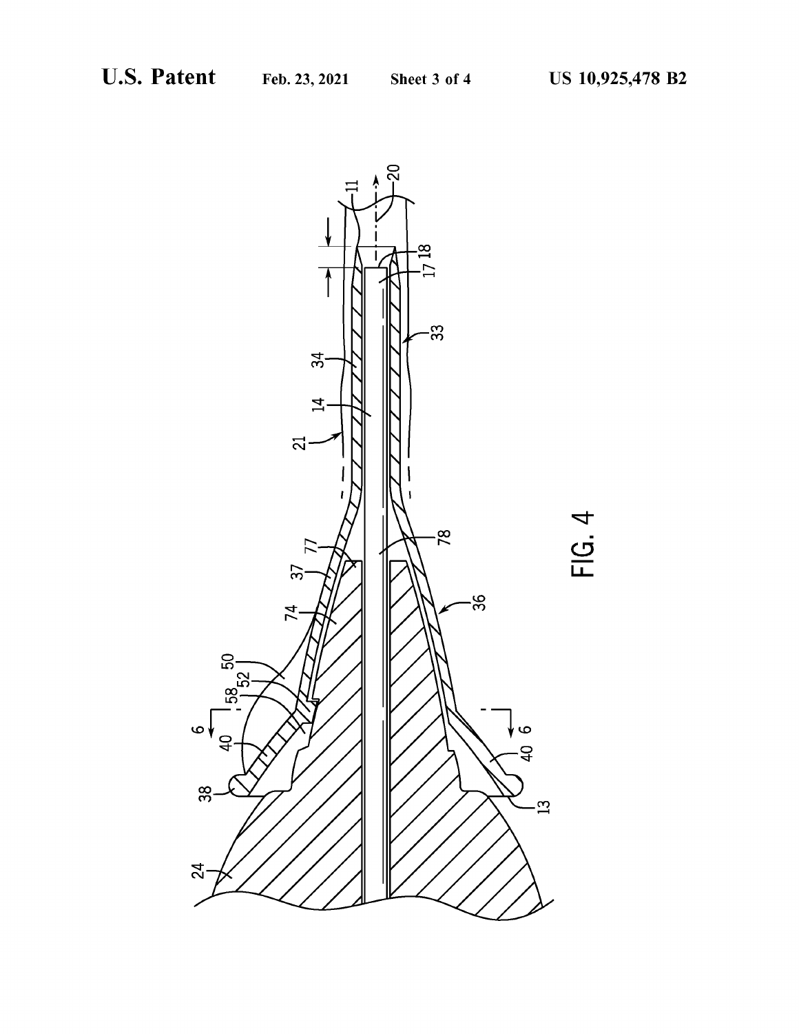FIG. 4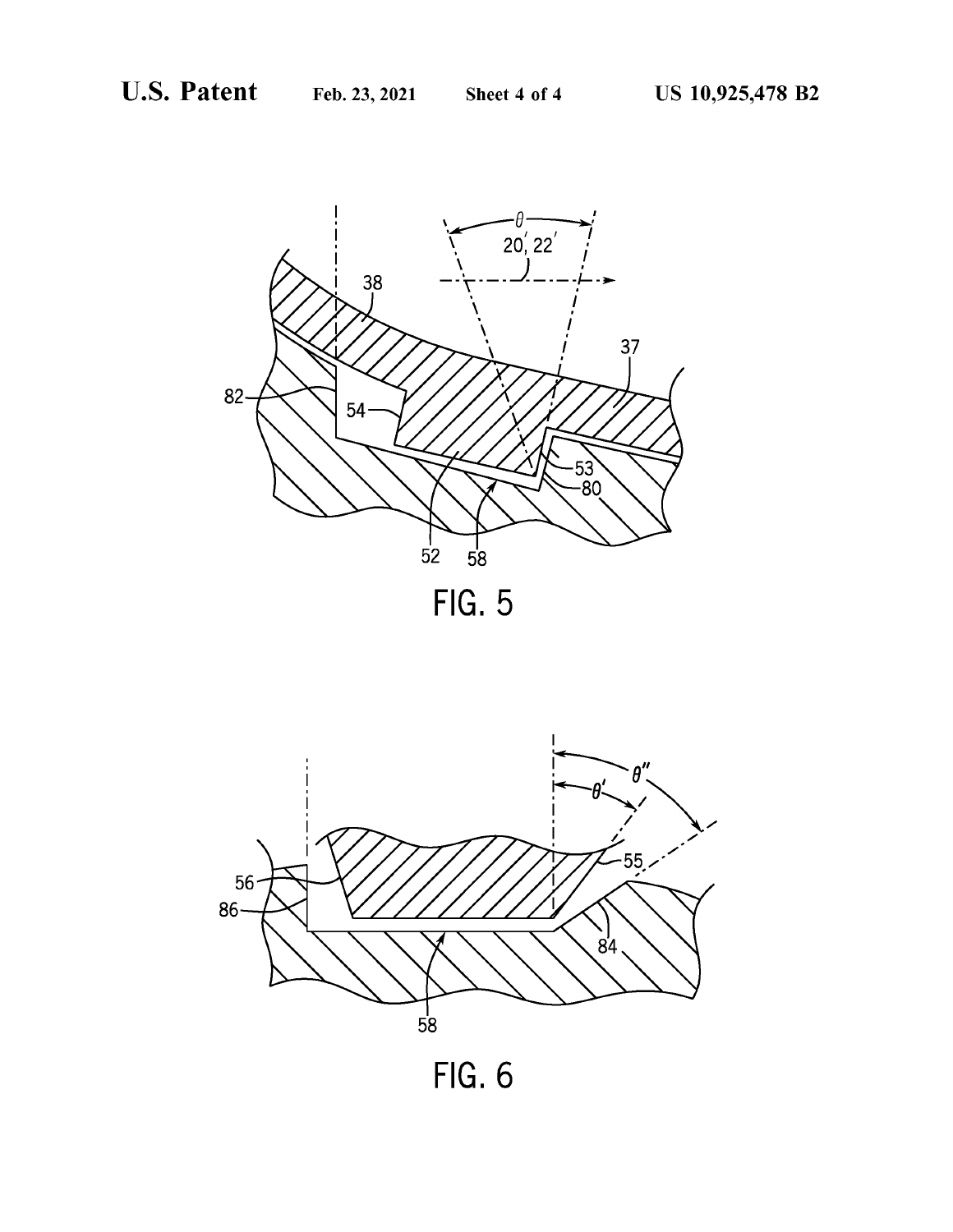FIG. 5

FIG. 6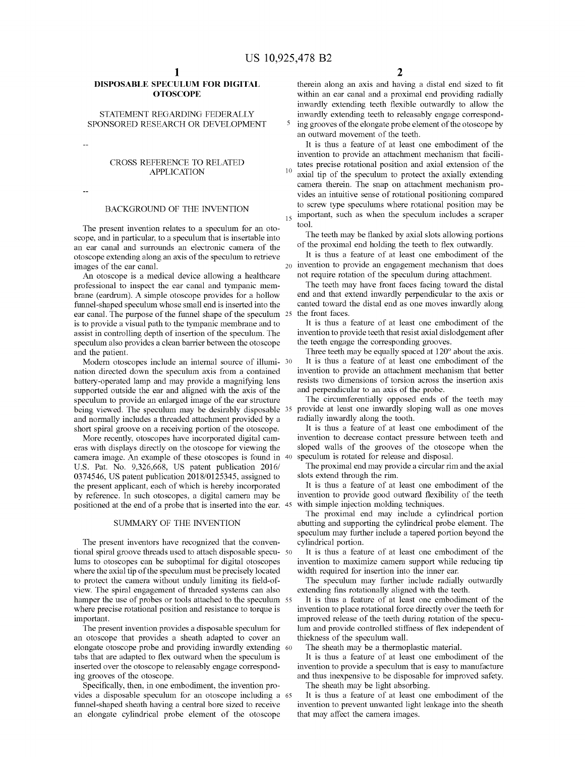## DISPOSABLE SPECULUM FOR DIGITAL OTOSCOPE

### STATEMENT REGARDING FEDERALLY SPONSORED RESEARCH OR DEVELOPMENT

--

### CROSS REFERENCE TO RELATED APPLICATION

--

### BACKGROUND OF THE INVENTION

The present invention relates to a speculum for an otoscope, and in particular, to a speculum that is insertable into an ear canal and surrounds an electronic camera of the otoscope extending along an axis of the speculum to retrieve images of the ear canal.

An otoscope is a medical device allowing a healthcare professional to inspect the ear canal and tympanic membrane (eardrum). A simple otoscope provides for a hollow funnel-shaped speculum whose small end is inserted into the ear canal. The purpose of the funnel shape of the speculum is to provide a visual path to the tympanic membrane and to assist in controlling depth of insertion of the speculum. The speculum also provides a clean barrier between the otoscope and the patient.

Modern otoscopes include an internal source of illumination directed down the speculum axis from a contained battery-operated lamp and may provide a magnifying lens supported outside the ear and aligned with the axis of the speculum to provide an enlarged image of the ear structure being viewed. The speculum may be desirably disposable and normally includes a threaded attachment provided by a short spiral groove on a receiving portion of the otoscope.

More recently, otoscopes have incorporated digital cameras with displays directly on the otoscope for viewing the camera image. An example of these otoscopes is found in U.S. Pat. No. 9,326,668, US patent publication 2016/0374546, US patent publication 2018/0125345, assigned to the present applicant, each of which is hereby incorporated by reference. In such otoscopes, a digital camera may be positioned at the end of a probe that is inserted into the ear.

### SUMMARY OF THE INVENTION

The present inventors have recognized that the conventional spiral groove threads used to attach disposable speculums to otoscopes can be suboptimal for digital otoscopes where the axial tip of the speculum must be precisely located to protect the camera without unduly limiting its field-of-view. The spiral engagement of threaded systems can also hamper the use of probes or tools attached to the speculum where precise rotational position and resistance to torque is important.

The present invention provides a disposable speculum for an otoscope that provides a sheath adapted to cover an elongate otoscope probe and providing inwardly extending tabs that are adapted to flex outward when the speculum is inserted over the otoscope to releasably engage corresponding grooves of the otoscope.

Specifically, then, in one embodiment, the invention provides a disposable speculum for an otoscope including a funnel-shaped sheath having a central bore sized to receive an elongate cylindrical probe element of the otoscope therein along an axis and having a distal end sized to fit within an ear canal and a proximal end providing radially inwardly extending teeth flexible outwardly to allow the inwardly extending teeth to releasably engage corresponding grooves of the elongate probe element of the otoscope by an outward movement of the teeth.

It is thus a feature of at least one embodiment of the invention to provide an attachment mechanism that facilitates precise rotational position and axial extension of the axial tip of the speculum to protect the axially extending camera therein. The snap on attachment mechanism provides an intuitive sense of rotational positioning compared to screw type speculums where rotational position may be important, such as when the speculum includes a scraper tool.

The teeth may be flanked by axial slots allowing portions of the proximal end holding the teeth to flex outwardly.

It is thus a feature of at least one embodiment of the invention to provide an engagement mechanism that does not require rotation of the speculum during attachment.

The teeth may have front faces facing toward the distal end and that extend inwardly perpendicular to the axis or canted toward the distal end as one moves inwardly along the front faces.

It is thus a feature of at least one embodiment of the invention to provide teeth that resist axial dislodgement after the teeth engage the corresponding grooves.

Three teeth may be equally spaced at 120° about the axis.

It is thus a feature of at least one embodiment of the invention to provide an attachment mechanism that better resists two dimensions of torsion across the insertion axis and perpendicular to an axis of the probe.

The circumferentially opposed ends of the teeth may provide at least one inwardly sloping wall as one moves radially inwardly along the tooth.

It is thus a feature of at least one embodiment of the invention to decrease contact pressure between teeth and sloped walls of the grooves of the otoscope when the speculum is rotated for release and disposal.

The proximal end may provide a circular rim and the axial slots extend through the rim.

It is thus a feature of at least one embodiment of the invention to provide good outward flexibility of the teeth with simple injection molding techniques.

The proximal end may include a cylindrical portion abutting and supporting the cylindrical probe element. The speculum may further include a tapered portion beyond the cylindrical portion.

It is thus a feature of at least one embodiment of the invention to maximize camera support while reducing tip width required for insertion into the inner ear.

The speculum may further include radially outwardly extending fins rotationally aligned with the teeth.

It is thus a feature of at least one embodiment of the invention to place rotational force directly over the teeth for improved release of the teeth during rotation of the speculum and provide controlled stiffness of flex independent of thickness of the speculum wall.

The sheath may be a thermoplastic material.

It is thus a feature of at least one embodiment of the invention to provide a speculum that is easy to manufacture and thus inexpensive to be disposable for improved safety.

The sheath may be light absorbing.

It is thus a feature of at least one embodiment of the invention to prevent unwanted light leakage into the sheath that may affect the camera images.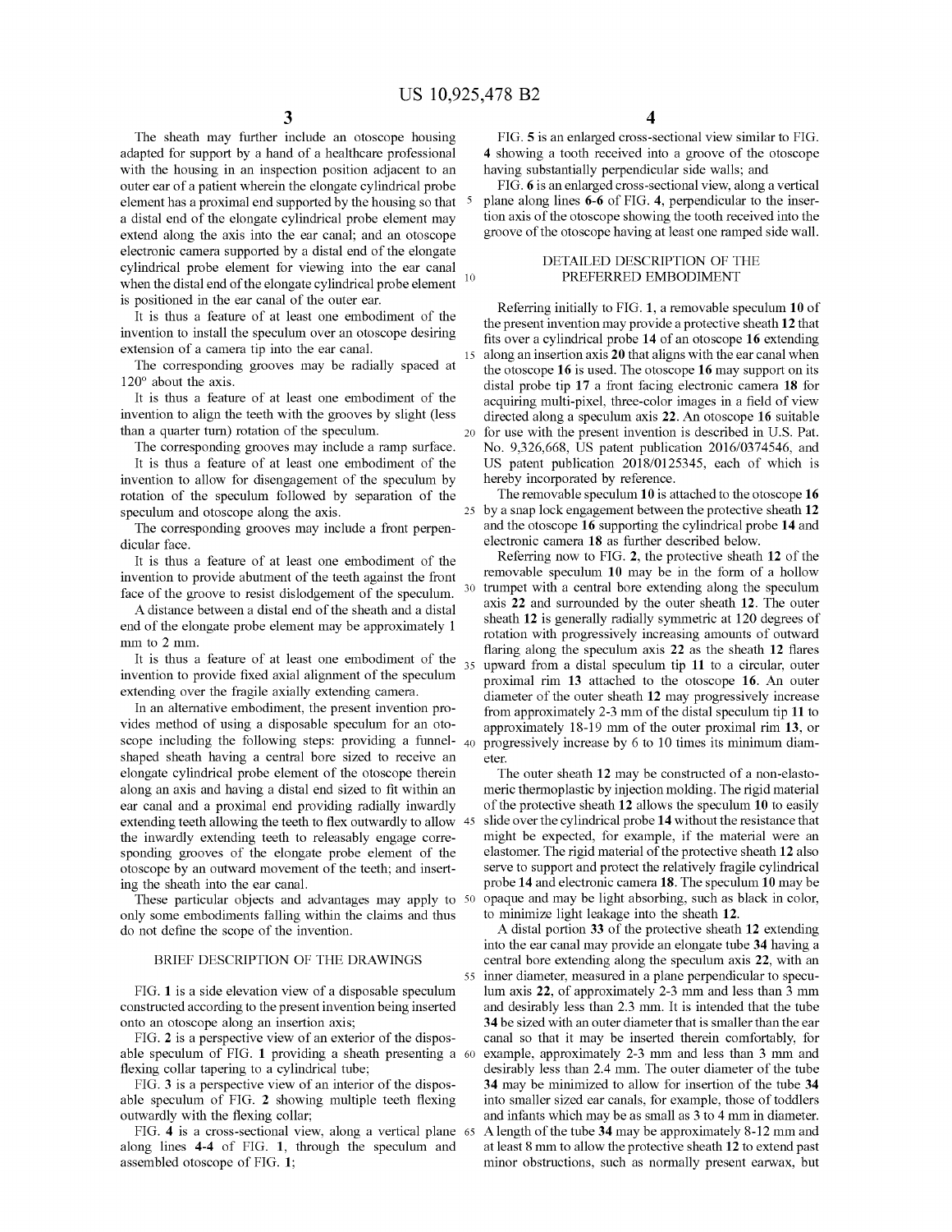The sheath may further include an otoscope housing adapted for support by a hand of a healthcare professional with the housing in an inspection position adjacent to an outer ear of a patient wherein the elongate cylindrical probe element has a proximal end supported by the housing so that a distal end of the elongate cylindrical probe element may extend along the axis into the ear canal; and an otoscope electronic camera supported by a distal end of the elongate cylindrical probe element for viewing into the ear canal when the distal end of the elongate cylindrical probe element is positioned in the ear canal of the outer ear.

It is thus a feature of at least one embodiment of the invention to install the speculum over an otoscope desiring extension of a camera tip into the ear canal.

The corresponding grooves may be radially spaced at 120° about the axis.

It is thus a feature of at least one embodiment of the invention to align the teeth with the grooves by slight (less than a quarter turn) rotation of the speculum.

The corresponding grooves may include a ramp surface.

It is thus a feature of at least one embodiment of the invention to allow for disengagement of the speculum by rotation of the speculum followed by separation of the speculum and otoscope along the axis.

The corresponding grooves may include a front perpendicular face.

It is thus a feature of at least one embodiment of the invention to provide abutment of the teeth against the front face of the groove to resist dislodgement of the speculum.

A distance between a distal end of the sheath and a distal end of the elongate probe element may be approximately 1 mm to 2 mm.

It is thus a feature of at least one embodiment of the invention to provide fixed axial alignment of the speculum extending over the fragile axially extending camera.

In an alternative embodiment, the present invention provides method of using a disposable speculum for an otoscope including the following steps: providing a funnel-shaped sheath having a central bore sized to receive an elongate cylindrical probe element of the otoscope therein along an axis and having a distal end sized to fit within an ear canal and a proximal end providing radially inwardly extending teeth allowing the teeth to flex outwardly to allow the inwardly extending teeth to releasably engage corresponding grooves of the elongate probe element of the otoscope by an outward movement of the teeth; and inserting the sheath into the ear canal.

These particular objects and advantages may apply to only some embodiments falling within the claims and thus do not define the scope of the invention.

## BRIEF DESCRIPTION OF THE DRAWINGS

FIG. **1** is a side elevation view of a disposable speculum constructed according to the present invention being inserted onto an otoscope along an insertion axis;

FIG. **2** is a perspective view of an exterior of the disposable speculum of FIG. **1** providing a sheath presenting a flexing collar tapering to a cylindrical tube;

FIG. **3** is a perspective view of an interior of the disposable speculum of FIG. **2** showing multiple teeth flexing outwardly with the flexing collar;

FIG. **4** is a cross-sectional view, along a vertical plane along lines **4-4** of FIG. **1**, through the speculum and assembled otoscope of FIG. **1**;

FIG. **5** is an enlarged cross-sectional view similar to FIG. **4** showing a tooth received into a groove of the otoscope having substantially perpendicular side walls; and

FIG. **6** is an enlarged cross-sectional view, along a vertical plane along lines **6-6** of FIG. **4**, perpendicular to the insertion axis of the otoscope showing the tooth received into the groove of the otoscope having at least one ramped side wall.

## DETAILED DESCRIPTION OF THE PREFERRED EMBODIMENT

Referring initially to FIG. **1**, a removable speculum **10** of the present invention may provide a protective sheath **12** that fits over a cylindrical probe **14** of an otoscope **16** extending along an insertion axis **20** that aligns with the ear canal when the otoscope **16** is used. The otoscope **16** may support on its distal probe tip **17** a front facing electronic camera **18** for acquiring multi-pixel, three-color images in a field of view directed along a speculum axis **22**. An otoscope **16** suitable for use with the present invention is described in U.S. Pat. No. 9,326,668, US patent publication 2016/0374546, and US patent publication 2018/0125345, each of which is hereby incorporated by reference.

The removable speculum **10** is attached to the otoscope **16** by a snap lock engagement between the protective sheath **12** and the otoscope **16** supporting the cylindrical probe **14** and electronic camera **18** as further described below.

Referring now to FIG. **2**, the protective sheath **12** of the removable speculum **10** may be in the form of a hollow trumpet with a central bore extending along the speculum axis **22** and surrounded by the outer sheath **12**. The outer sheath **12** is generally radially symmetric at 120 degrees of rotation with progressively increasing amounts of outward flaring along the speculum axis **22** as the sheath **12** flares upward from a distal speculum tip **11** to a circular, outer proximal rim **13** attached to the otoscope **16**. An outer diameter of the outer sheath **12** may progressively increase from approximately 2-3 mm of the distal speculum tip **11** to approximately 18-19 mm of the outer proximal rim **13**, or progressively increase by 6 to 10 times its minimum diameter.

The outer sheath **12** may be constructed of a non-elastomeric thermoplastic by injection molding. The rigid material of the protective sheath **12** allows the speculum **10** to easily slide over the cylindrical probe **14** without the resistance that might be expected, for example, if the material were an elastomer. The rigid material of the protective sheath **12** also serve to support and protect the relatively fragile cylindrical probe **14** and electronic camera **18**. The speculum **10** may be opaque and may be light absorbing, such as black in color, to minimize light leakage into the sheath **12**.

A distal portion **33** of the protective sheath **12** extending into the ear canal may provide an elongate tube **34** having a central bore extending along the speculum axis **22**, with an inner diameter, measured in a plane perpendicular to speculum axis **22**, of approximately 2-3 mm and less than 3 mm and desirably less than 2.3 mm. It is intended that the tube **34** be sized with an outer diameter that is smaller than the ear canal so that it may be inserted therein comfortably, for example, approximately 2-3 mm and less than 3 mm and desirably less than 2.4 mm. The outer diameter of the tube **34** may be minimized to allow for insertion of the tube **34** into smaller sized ear canals, for example, those of toddlers and infants which may be as small as 3 to 4 mm in diameter. A length of the tube **34** may be approximately 8-12 mm and at least 8 mm to allow the protective sheath **12** to extend past minor obstructions, such as normally present earwax, but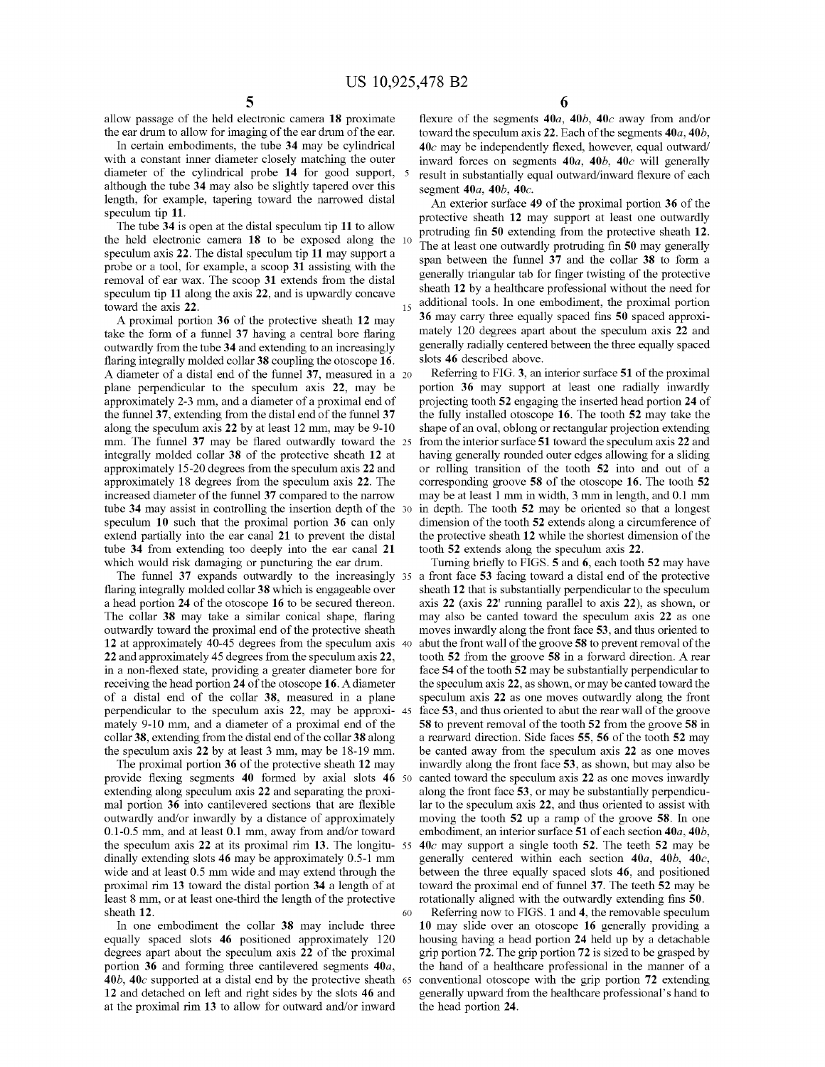allow passage of the held electronic camera **18** proximate the ear drum to allow for imaging of the ear drum of the ear.

In certain embodiments, the tube **34** may be cylindrical with a constant inner diameter closely matching the outer diameter of the cylindrical probe **14** for good support, although the tube **34** may also be slightly tapered over this length, for example, tapering toward the narrowed distal speculum tip **11**.

The tube **34** is open at the distal speculum tip **11** to allow the held electronic camera **18** to be exposed along the speculum axis **22**. The distal speculum tip **11** may support a probe or a tool, for example, a scoop **31** assisting with the removal of ear wax. The scoop **31** extends from the distal speculum tip **11** along the axis **22**, and is upwardly concave toward the axis **22**.

A proximal portion **36** of the protective sheath **12** may take the form of a funnel **37** having a central bore flaring outwardly from the tube **34** and extending to an increasingly flaring integrally molded collar **38** coupling the otoscope **16**. A diameter of a distal end of the funnel **37**, measured in a plane perpendicular to the speculum axis **22**, may be approximately 2-3 mm, and a diameter of a proximal end of the funnel **37**, extending from the distal end of the funnel **37** along the speculum axis **22** by at least 12 mm, may be 9-10 mm. The funnel **37** may be flared outwardly toward the integrally molded collar **38** of the protective sheath **12** at approximately 15-20 degrees from the speculum axis **22** and approximately 18 degrees from the speculum axis **22**. The increased diameter of the funnel **37** compared to the narrow tube **34** may assist in controlling the insertion depth of the speculum **10** such that the proximal portion **36** can only extend partially into the ear canal **21** to prevent the distal tube **34** from extending too deeply into the ear canal **21** which would risk damaging or puncturing the ear drum.

The funnel **37** expands outwardly to the increasingly flaring integrally molded collar **38** which is engageable over a head portion **24** of the otoscope **16** to be secured thereon. The collar **38** may take a similar conical shape, flaring outwardly toward the proximal end of the protective sheath **12** at approximately 40-45 degrees from the speculum axis **22** and approximately 45 degrees from the speculum axis **22**, in a non-flexed state, providing a greater diameter bore for receiving the head portion **24** of the otoscope **16**. A diameter of a distal end of the collar **38**, measured in a plane perpendicular to the speculum axis **22**, may be approximately 9-10 mm, and a diameter of a proximal end of the collar **38**, extending from the distal end of the collar **38** along the speculum axis **22** by at least 3 mm, may be 18-19 mm.

The proximal portion **36** of the protective sheath **12** may provide flexing segments **40** formed by axial slots **46** extending along speculum axis **22** and separating the proximal portion **36** into cantilevered sections that are flexible outwardly and/or inwardly by a distance of approximately 0.1-0.5 mm, and at least 0.1 mm, away from and/or toward the speculum axis **22** at its proximal rim **13**. The longitudinally extending slots **46** may be approximately 0.5-1 mm wide and at least 0.5 mm wide and may extend through the proximal rim **13** toward the distal portion **34** a length of at least 8 mm, or at least one-third the length of the protective sheath **12**.

In one embodiment the collar **38** may include three equally spaced slots **46** positioned approximately 120 degrees apart about the speculum axis **22** of the proximal portion **36** and forming three cantilevered segments **40a**, **40b**, **40c** supported at a distal end by the protective sheath **12** and detached on left and right sides by the slots **46** and at the proximal rim **13** to allow for outward and/or inward flexure of the segments **40a**, **40b**, **40c** away from and/or toward the speculum axis **22**. Each of the segments **40a**, **40b**, **40c** may be independently flexed, however, equal outward/inward forces on segments **40a**, **40b**, **40c** will generally result in substantially equal outward/inward flexure of each segment **40a**, **40b**, **40c**.

An exterior surface **49** of the proximal portion **36** of the protective sheath **12** may support at least one outwardly protruding fin **50** extending from the protective sheath **12**. The at least one outwardly protruding fin **50** may generally span between the funnel **37** and the collar **38** to form a generally triangular tab for finger twisting of the protective sheath **12** by a healthcare professional without the need for additional tools. In one embodiment, the proximal portion **36** may carry three equally spaced fins **50** spaced approximately 120 degrees apart about the speculum axis **22** and generally radially centered between the three equally spaced slots **46** described above.

Referring to FIG. **3**, an interior surface **51** of the proximal portion **36** may support at least one radially inwardly projecting tooth **52** engaging the inserted head portion **24** of the fully installed otoscope **16**. The tooth **52** may take the shape of an oval, oblong or rectangular projection extending from the interior surface **51** toward the speculum axis **22** and having generally rounded outer edges allowing for a sliding or rolling transition of the tooth **52** into and out of a corresponding groove **58** of the otoscope **16**. The tooth **52** may be at least 1 mm in width, 3 mm in length, and 0.1 mm in depth. The tooth **52** may be oriented so that a longest dimension of the tooth **52** extends along a circumference of the protective sheath **12** while the shortest dimension of the tooth **52** extends along the speculum axis **22**.

Turning briefly to FIGS. **5** and **6**, each tooth **52** may have a front face **53** facing toward a distal end of the protective sheath **12** that is substantially perpendicular to the speculum axis **22** (axis **22'** running parallel to axis **22**), as shown, or may also be canted toward the speculum axis **22** as one moves inwardly along the front face **53**, and thus oriented to abut the front wall of the groove **58** to prevent removal of the tooth **52** from the groove **58** in a forward direction. A rear face **54** of the tooth **52** may be substantially perpendicular to the speculum axis **22**, as shown, or may be canted toward the speculum axis **22** as one moves outwardly along the front face **53**, and thus oriented to abut the rear wall of the groove **58** to prevent removal of the tooth **52** from the groove **58** in a rearward direction. Side faces **55**, **56** of the tooth **52** may be canted away from the speculum axis **22** as one moves inwardly along the front face **53**, as shown, but may also be canted toward the speculum axis **22** as one moves inwardly along the front face **53**, or may be substantially perpendicular to the speculum axis **22**, and thus oriented to assist with moving the tooth **52** up a ramp of the groove **58**. In one embodiment, an interior surface **51** of each section **40a**, **40b**, **40c** may support a single tooth **52**. The teeth **52** may be generally centered within each section **40a**, **40b**, **40c**, between the three equally spaced slots **46**, and positioned toward the proximal end of funnel **37**. The teeth **52** may be rotationally aligned with the outwardly extending fins **50**.

Referring now to FIGS. **1** and **4**, the removable speculum **10** may slide over an otoscope **16** generally providing a housing having a head portion **24** held up by a detachable grip portion **72**. The grip portion **72** is sized to be grasped by the hand of a healthcare professional in the manner of a conventional otoscope with the grip portion **72** extending generally upward from the healthcare professional's hand to the head portion **24**.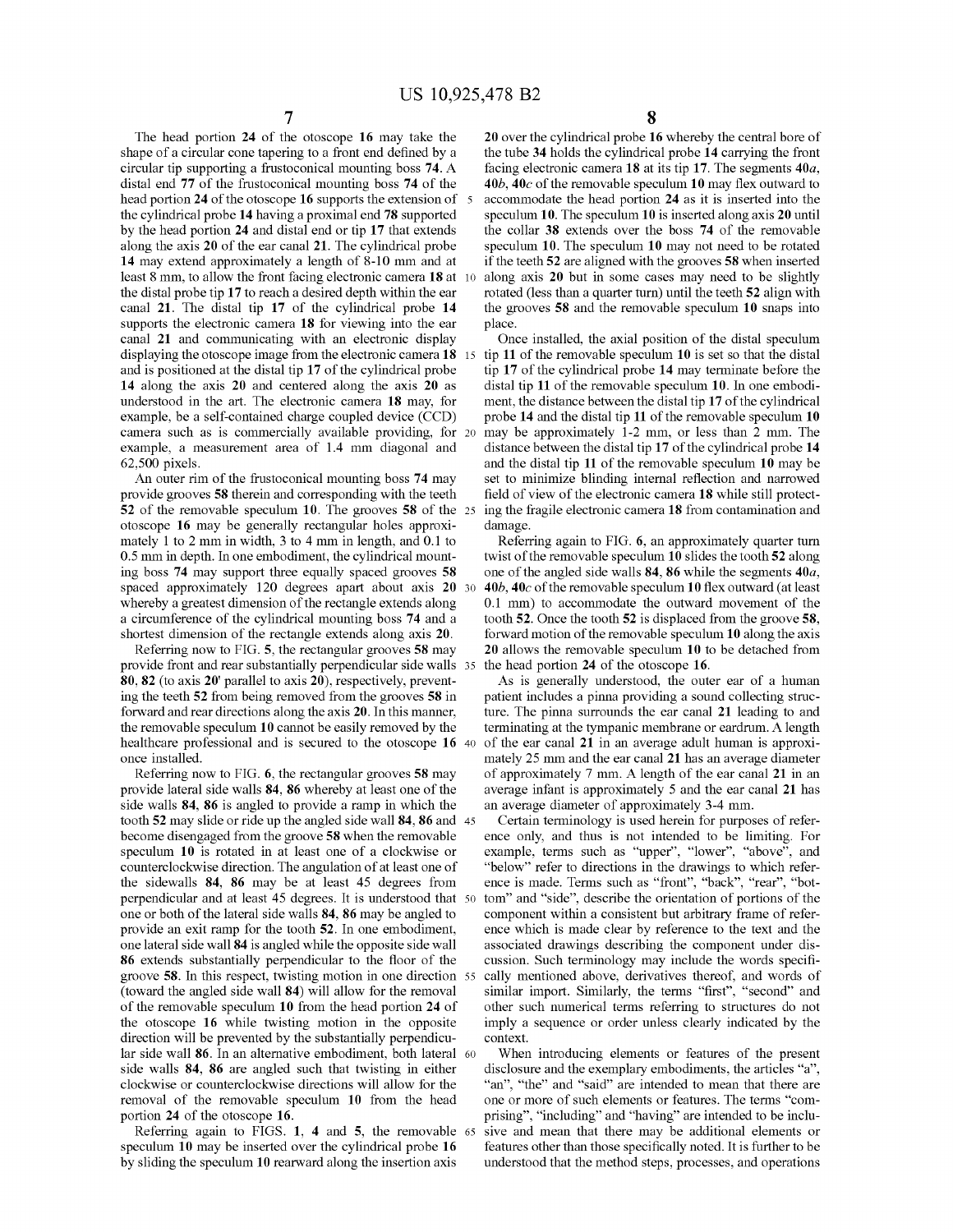The head portion 24 of the otoscope 16 may take the shape of a circular cone tapering to a front end defined by a circular tip supporting a frustoconical mounting boss 74. A distal end 77 of the frustoconical mounting boss 74 of the head portion 24 of the otoscope 16 supports the extension of the cylindrical probe 14 having a proximal end 78 supported by the head portion 24 and distal end or tip 17 that extends along the axis 20 of the ear canal 21. The cylindrical probe 14 may extend approximately a length of 8-10 mm and at least 8 mm, to allow the front facing electronic camera 18 at the distal probe tip 17 to reach a desired depth within the ear canal 21. The distal tip 17 of the cylindrical probe 14 supports the electronic camera 18 for viewing into the ear canal 21 and communicating with an electronic display displaying the otoscope image from the electronic camera 18 and is positioned at the distal tip 17 of the cylindrical probe 14 along the axis 20 and centered along the axis 20 as understood in the art. The electronic camera 18 may, for example, be a self-contained charge coupled device (CCD) camera such as is commercially available providing, for example, a measurement area of 1.4 mm diagonal and 62,500 pixels.

An outer rim of the frustoconical mounting boss 74 may provide grooves 58 therein and corresponding with the teeth 52 of the removable speculum 10. The grooves 58 of the otoscope 16 may be generally rectangular holes approximately 1 to 2 mm in width, 3 to 4 mm in length, and 0.1 to 0.5 mm in depth. In one embodiment, the cylindrical mounting boss 74 may support three equally spaced grooves 58 spaced approximately 120 degrees apart about axis 20 whereby a greatest dimension of the rectangle extends along a circumference of the cylindrical mounting boss 74 and a shortest dimension of the rectangle extends along axis 20.

Referring now to FIG. 5, the rectangular grooves 58 may provide front and rear substantially perpendicular side walls 80, 82 (to axis 20' parallel to axis 20), respectively, preventing the teeth 52 from being removed from the grooves 58 in forward and rear directions along the axis 20. In this manner, the removable speculum 10 cannot be easily removed by the healthcare professional and is secured to the otoscope 16 once installed.

Referring now to FIG. 6, the rectangular grooves 58 may provide lateral side walls 84, 86 whereby at least one of the side walls 84, 86 is angled to provide a ramp in which the tooth 52 may slide or ride up the angled side wall 84, 86 and become disengaged from the groove 58 when the removable speculum 10 is rotated in at least one of a clockwise or counterclockwise direction. The angulation of at least one of the sidewalls 84, 86 may be at least 45 degrees from perpendicular and at least 45 degrees. It is understood that one or both of the lateral side walls 84, 86 may be angled to provide an exit ramp for the tooth 52. In one embodiment, one lateral side wall 84 is angled while the opposite side wall 86 extends substantially perpendicular to the floor of the groove 58. In this respect, twisting motion in one direction (toward the angled side wall 84) will allow for the removal of the removable speculum 10 from the head portion 24 of the otoscope 16 while twisting motion in the opposite direction will be prevented by the substantially perpendicular side wall 86. In an alternative embodiment, both lateral side walls 84, 86 are angled such that twisting in either clockwise or counterclockwise directions will allow for the removal of the removable speculum 10 from the head portion 24 of the otoscope 16.

Referring again to FIGS. 1, 4 and 5, the removable speculum 10 may be inserted over the cylindrical probe 16 by sliding the speculum 10 rearward along the insertion axis 20 over the cylindrical probe 16 whereby the central bore of the tube 34 holds the cylindrical probe 14 carrying the front facing electronic camera 18 at its tip 17. The segments 40*a*, 40*b*, 40*c* of the removable speculum 10 may flex outward to accommodate the head portion 24 as it is inserted into the speculum 10. The speculum 10 is inserted along axis 20 until the collar 38 extends over the boss 74 of the removable speculum 10. The speculum 10 may not need to be rotated if the teeth 52 are aligned with the grooves 58 when inserted along axis 20 but in some cases may need to be slightly rotated (less than a quarter turn) until the teeth 52 align with the grooves 58 and the removable speculum 10 snaps into place.

Once installed, the axial position of the distal speculum tip 11 of the removable speculum 10 is set so that the distal tip 17 of the cylindrical probe 14 may terminate before the distal tip 11 of the removable speculum 10. In one embodiment, the distance between the distal tip 17 of the cylindrical probe 14 and the distal tip 11 of the removable speculum 10 may be approximately 1-2 mm, or less than 2 mm. The distance between the distal tip 17 of the cylindrical probe 14 and the distal tip 11 of the removable speculum 10 may be set to minimize blinding internal reflection and narrowed field of view of the electronic camera 18 while still protecting the fragile electronic camera 18 from contamination and damage.

Referring again to FIG. 6, an approximately quarter turn twist of the removable speculum 10 slides the tooth 52 along one of the angled side walls 84, 86 while the segments 40*a*, 40*b*, 40*c* of the removable speculum 10 flex outward (at least 0.1 mm) to accommodate the outward movement of the tooth 52. Once the tooth 52 is displaced from the groove 58, forward motion of the removable speculum 10 along the axis 20 allows the removable speculum 10 to be detached from the head portion 24 of the otoscope 16.

As is generally understood, the outer ear of a human patient includes a pinna providing a sound collecting structure. The pinna surrounds the ear canal 21 leading to and terminating at the tympanic membrane or eardrum. A length of the ear canal 21 in an average adult human is approximately 25 mm and the ear canal 21 has an average diameter of approximately 7 mm. A length of the ear canal 21 in an average infant is approximately 5 and the ear canal 21 has an average diameter of approximately 3-4 mm.

Certain terminology is used herein for purposes of reference only, and thus is not intended to be limiting. For example, terms such as "upper", "lower", "above", and "below" refer to directions in the drawings to which reference is made. Terms such as "front", "back", "rear", "bottom" and "side", describe the orientation of portions of the component within a consistent but arbitrary frame of reference which is made clear by reference to the text and the associated drawings describing the component under discussion. Such terminology may include the words specifically mentioned above, derivatives thereof, and words of similar import. Similarly, the terms "first", "second" and other such numerical terms referring to structures do not imply a sequence or order unless clearly indicated by the context.

When introducing elements or features of the present disclosure and the exemplary embodiments, the articles "a", "an", "the" and "said" are intended to mean that there are one or more of such elements or features. The terms "comprising", "including" and "having" are intended to be inclusive and mean that there may be additional elements or features other than those specifically noted. It is further to be understood that the method steps, processes, and operations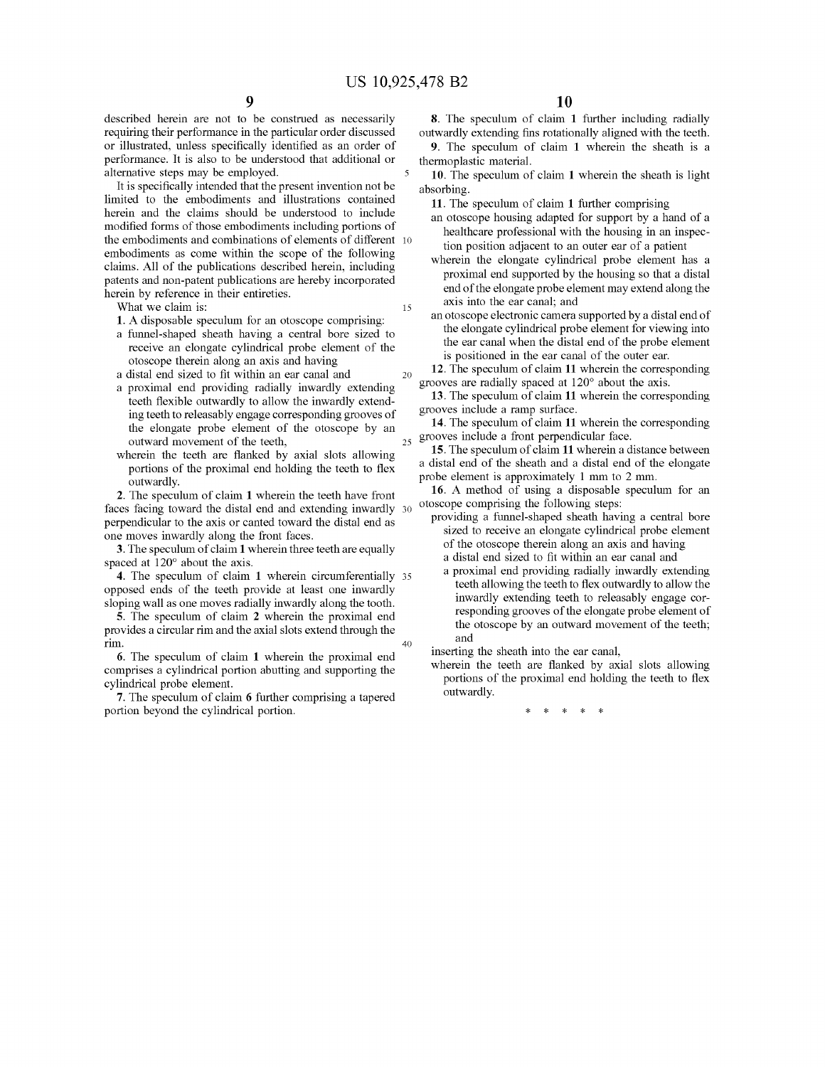described herein are not to be construed as necessarily requiring their performance in the particular order discussed or illustrated, unless specifically identified as an order of performance. It is also to be understood that additional or alternative steps may be employed.

It is specifically intended that the present invention not be limited to the embodiments and illustrations contained herein and the claims should be understood to include modified forms of those embodiments including portions of the embodiments and combinations of elements of different embodiments as come within the scope of the following claims. All of the publications described herein, including patents and non-patent publications are hereby incorporated herein by reference in their entireties.

What we claim is:

**1**. A disposable speculum for an otoscope comprising:

a funnel-shaped sheath having a central bore sized to receive an elongate cylindrical probe element of the otoscope therein along an axis and having

a distal end sized to fit within an ear canal and

a proximal end providing radially inwardly extending teeth flexible outwardly to allow the inwardly extending teeth to releasably engage corresponding grooves of the elongate probe element of the otoscope by an outward movement of the teeth,

wherein the teeth are flanked by axial slots allowing portions of the proximal end holding the teeth to flex outwardly.

**2**. The speculum of claim **1** wherein the teeth have front faces facing toward the distal end and extending inwardly perpendicular to the axis or canted toward the distal end as one moves inwardly along the front faces.

**3**. The speculum of claim **1** wherein three teeth are equally spaced at 120° about the axis.

**4**. The speculum of claim **1** wherein circumferentially opposed ends of the teeth provide at least one inwardly sloping wall as one moves radially inwardly along the tooth.

**5**. The speculum of claim **2** wherein the proximal end provides a circular rim and the axial slots extend through the rim.

**6**. The speculum of claim **1** wherein the proximal end comprises a cylindrical portion abutting and supporting the cylindrical probe element.

**7**. The speculum of claim **6** further comprising a tapered portion beyond the cylindrical portion.

**8**. The speculum of claim **1** further including radially outwardly extending fins rotationally aligned with the teeth.

**9**. The speculum of claim **1** wherein the sheath is a thermoplastic material.

**10**. The speculum of claim **1** wherein the sheath is light absorbing.

**11**. The speculum of claim **1** further comprising

an otoscope housing adapted for support by a hand of a healthcare professional with the housing in an inspection position adjacent to an outer ear of a patient

wherein the elongate cylindrical probe element has a proximal end supported by the housing so that a distal end of the elongate probe element may extend along the axis into the ear canal; and

an otoscope electronic camera supported by a distal end of the elongate cylindrical probe element for viewing into the ear canal when the distal end of the probe element is positioned in the ear canal of the outer ear.

**12**. The speculum of claim **11** wherein the corresponding grooves are radially spaced at 120° about the axis.

**13**. The speculum of claim **11** wherein the corresponding grooves include a ramp surface.

**14**. The speculum of claim **11** wherein the corresponding grooves include a front perpendicular face.

**15**. The speculum of claim **11** wherein a distance between a distal end of the sheath and a distal end of the elongate probe element is approximately 1 mm to 2 mm.

**16**. A method of using a disposable speculum for an otoscope comprising the following steps:

providing a funnel-shaped sheath having a central bore sized to receive an elongate cylindrical probe element of the otoscope therein along an axis and having

a distal end sized to fit within an ear canal and

a proximal end providing radially inwardly extending teeth allowing the teeth to flex outwardly to allow the inwardly extending teeth to releasably engage corresponding grooves of the elongate probe element of the otoscope by an outward movement of the teeth; and

inserting the sheath into the ear canal,

wherein the teeth are flanked by axial slots allowing portions of the proximal end holding the teeth to flex outwardly.

* * * * *